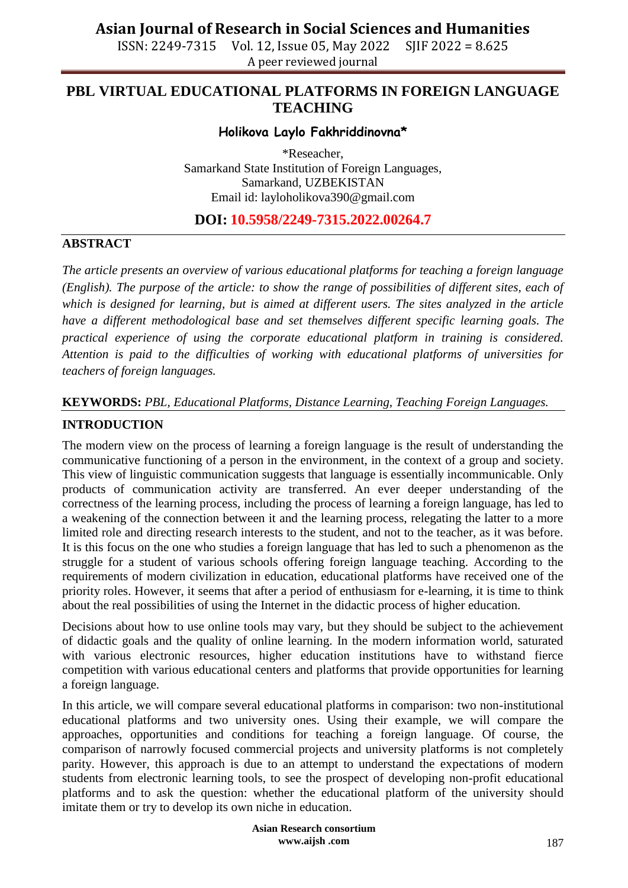# PBL VIRTUAL EDUCATIONAL PLATFORMS IN FOREIGN LANGUAGE TEACHING

**Holikova Laylo Fakhriddinovna***

*Reseacher,
Samarkand State Institution of Foreign Languages,
Samarkand, UZBEKISTAN
Email id: layloholikova390@gmail.com

**DOI: 10.5958/2249-7315.2022.00264.7**

## ABSTRACT

*The article presents an overview of various educational platforms for teaching a foreign language (English). The purpose of the article: to show the range of possibilities of different sites, each of which is designed for learning, but is aimed at different users. The sites analyzed in the article have a different methodological base and set themselves different specific learning goals. The practical experience of using the corporate educational platform in training is considered. Attention is paid to the difficulties of working with educational platforms of universities for teachers of foreign languages.*

**KEYWORDS:** *PBL, Educational Platforms, Distance Learning, Teaching Foreign Languages.*

## INTRODUCTION

The modern view on the process of learning a foreign language is the result of understanding the communicative functioning of a person in the environment, in the context of a group and society. This view of linguistic communication suggests that language is essentially incommunicable. Only products of communication activity are transferred. An ever deeper understanding of the correctness of the learning process, including the process of learning a foreign language, has led to a weakening of the connection between it and the learning process, relegating the latter to a more limited role and directing research interests to the student, and not to the teacher, as it was before. It is this focus on the one who studies a foreign language that has led to such a phenomenon as the struggle for a student of various schools offering foreign language teaching. According to the requirements of modern civilization in education, educational platforms have received one of the priority roles. However, it seems that after a period of enthusiasm for e-learning, it is time to think about the real possibilities of using the Internet in the didactic process of higher education.

Decisions about how to use online tools may vary, but they should be subject to the achievement of didactic goals and the quality of online learning. In the modern information world, saturated with various electronic resources, higher education institutions have to withstand fierce competition with various educational centers and platforms that provide opportunities for learning a foreign language.

In this article, we will compare several educational platforms in comparison: two non-institutional educational platforms and two university ones. Using their example, we will compare the approaches, opportunities and conditions for teaching a foreign language. Of course, the comparison of narrowly focused commercial projects and university platforms is not completely parity. However, this approach is due to an attempt to understand the expectations of modern students from electronic learning tools, to see the prospect of developing non-profit educational platforms and to ask the question: whether the educational platform of the university should imitate them or try to develop its own niche in education.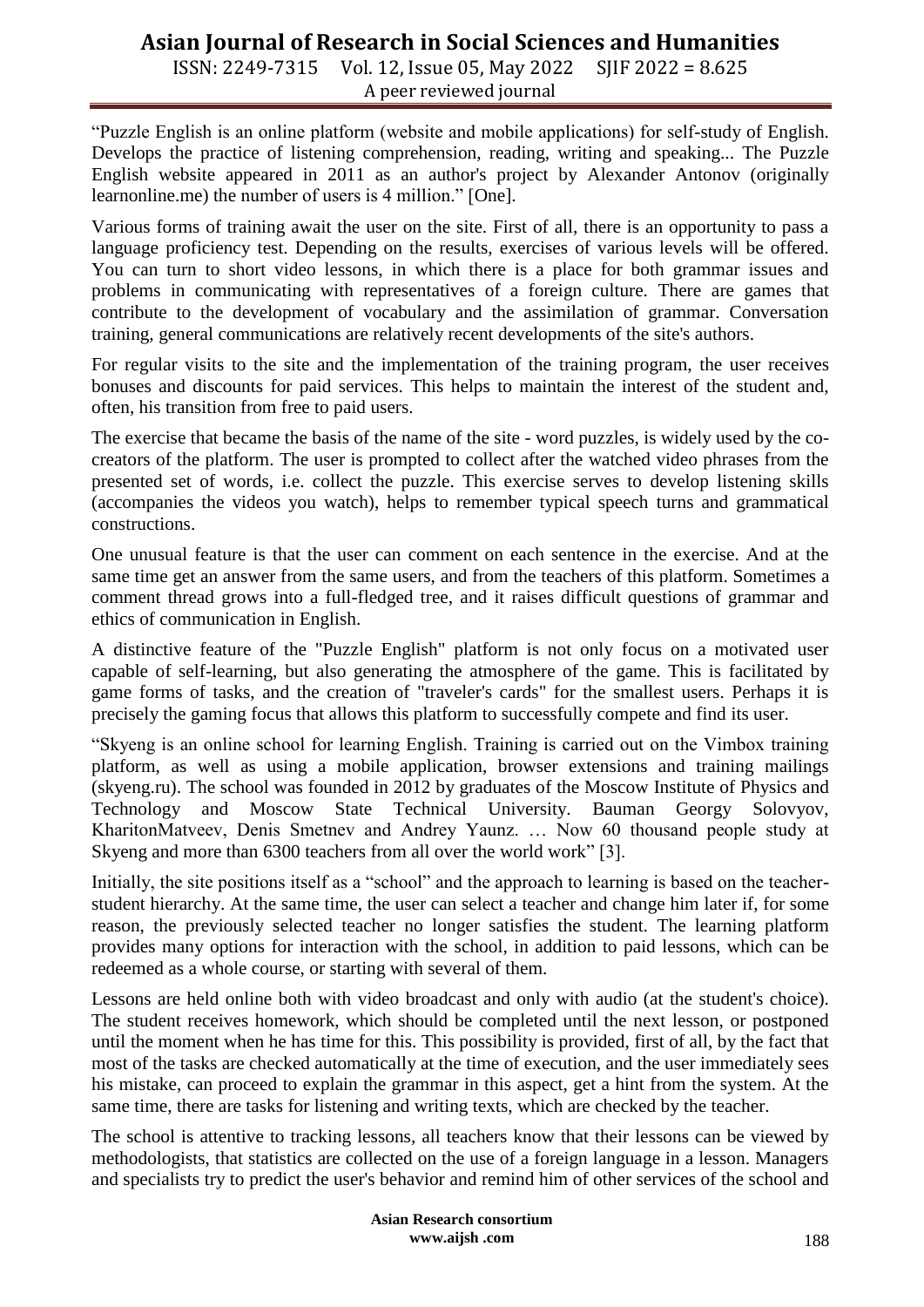"Puzzle English is an online platform (website and mobile applications) for self-study of English. Develops the practice of listening comprehension, reading, writing and speaking... The Puzzle English website appeared in 2011 as an author's project by Alexander Antonov (originally learnonline.me) the number of users is 4 million." [One].

Various forms of training await the user on the site. First of all, there is an opportunity to pass a language proficiency test. Depending on the results, exercises of various levels will be offered. You can turn to short video lessons, in which there is a place for both grammar issues and problems in communicating with representatives of a foreign culture. There are games that contribute to the development of vocabulary and the assimilation of grammar. Conversation training, general communications are relatively recent developments of the site's authors.

For regular visits to the site and the implementation of the training program, the user receives bonuses and discounts for paid services. This helps to maintain the interest of the student and, often, his transition from free to paid users.

The exercise that became the basis of the name of the site - word puzzles, is widely used by the co-creators of the platform. The user is prompted to collect after the watched video phrases from the presented set of words, i.e. collect the puzzle. This exercise serves to develop listening skills (accompanies the videos you watch), helps to remember typical speech turns and grammatical constructions.

One unusual feature is that the user can comment on each sentence in the exercise. And at the same time get an answer from the same users, and from the teachers of this platform. Sometimes a comment thread grows into a full-fledged tree, and it raises difficult questions of grammar and ethics of communication in English.

A distinctive feature of the "Puzzle English" platform is not only focus on a motivated user capable of self-learning, but also generating the atmosphere of the game. This is facilitated by game forms of tasks, and the creation of "traveler's cards" for the smallest users. Perhaps it is precisely the gaming focus that allows this platform to successfully compete and find its user.

"Skyeng is an online school for learning English. Training is carried out on the Vimbox training platform, as well as using a mobile application, browser extensions and training mailings (skyeng.ru). The school was founded in 2012 by graduates of the Moscow Institute of Physics and Technology and Moscow State Technical University. Bauman Georgy Solovyov, KharitonMatveev, Denis Smetnev and Andrey Yaunz. … Now 60 thousand people study at Skyeng and more than 6300 teachers from all over the world work" [3].

Initially, the site positions itself as a "school" and the approach to learning is based on the teacher-student hierarchy. At the same time, the user can select a teacher and change him later if, for some reason, the previously selected teacher no longer satisfies the student. The learning platform provides many options for interaction with the school, in addition to paid lessons, which can be redeemed as a whole course, or starting with several of them.

Lessons are held online both with video broadcast and only with audio (at the student's choice). The student receives homework, which should be completed until the next lesson, or postponed until the moment when he has time for this. This possibility is provided, first of all, by the fact that most of the tasks are checked automatically at the time of execution, and the user immediately sees his mistake, can proceed to explain the grammar in this aspect, get a hint from the system. At the same time, there are tasks for listening and writing texts, which are checked by the teacher.

The school is attentive to tracking lessons, all teachers know that their lessons can be viewed by methodologists, that statistics are collected on the use of a foreign language in a lesson. Managers and specialists try to predict the user's behavior and remind him of other services of the school and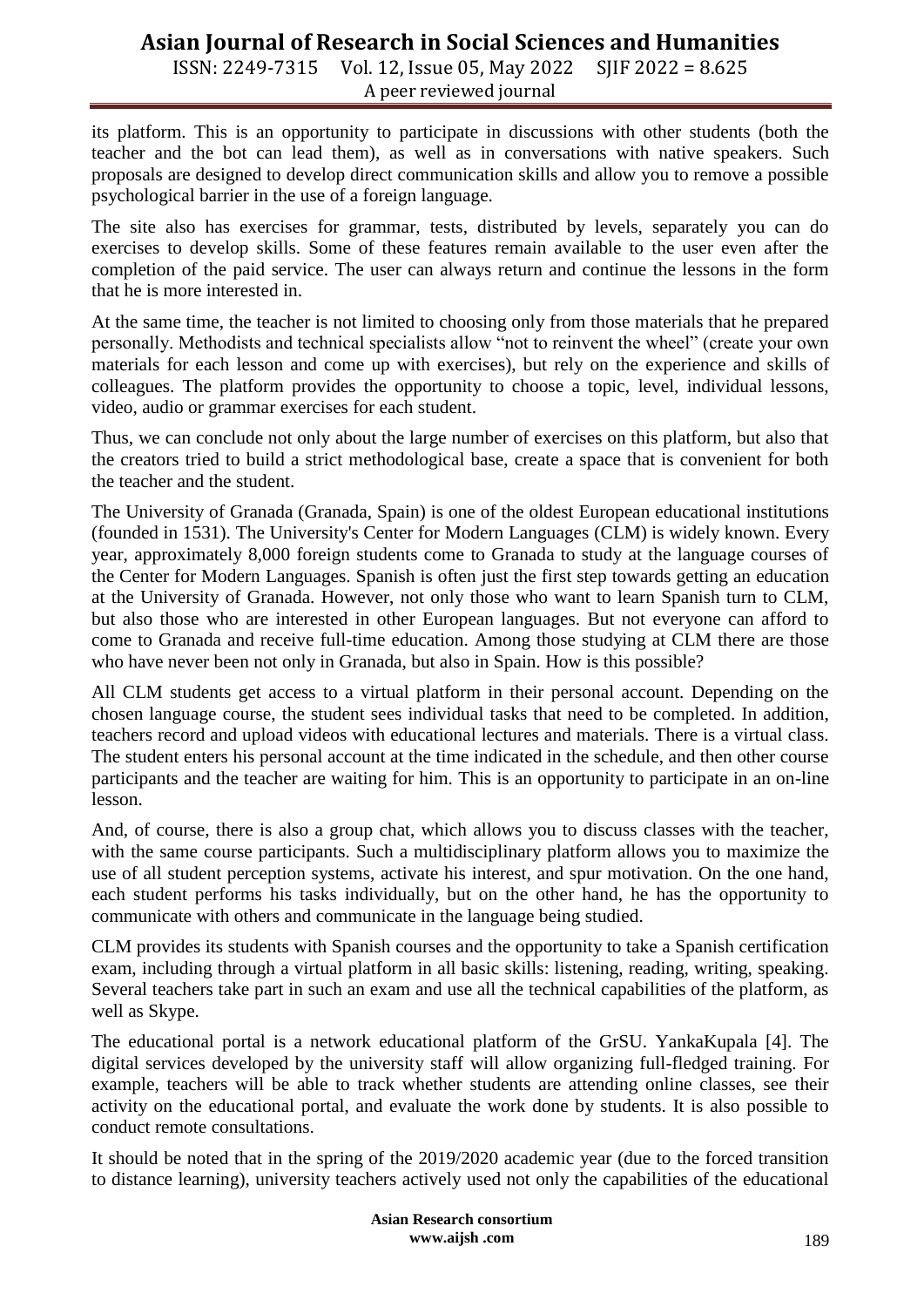its platform. This is an opportunity to participate in discussions with other students (both the teacher and the bot can lead them), as well as in conversations with native speakers. Such proposals are designed to develop direct communication skills and allow you to remove a possible psychological barrier in the use of a foreign language.

The site also has exercises for grammar, tests, distributed by levels, separately you can do exercises to develop skills. Some of these features remain available to the user even after the completion of the paid service. The user can always return and continue the lessons in the form that he is more interested in.

At the same time, the teacher is not limited to choosing only from those materials that he prepared personally. Methodists and technical specialists allow "not to reinvent the wheel" (create your own materials for each lesson and come up with exercises), but rely on the experience and skills of colleagues. The platform provides the opportunity to choose a topic, level, individual lessons, video, audio or grammar exercises for each student.

Thus, we can conclude not only about the large number of exercises on this platform, but also that the creators tried to build a strict methodological base, create a space that is convenient for both the teacher and the student.

The University of Granada (Granada, Spain) is one of the oldest European educational institutions (founded in 1531). The University's Center for Modern Languages (CLM) is widely known. Every year, approximately 8,000 foreign students come to Granada to study at the language courses of the Center for Modern Languages. Spanish is often just the first step towards getting an education at the University of Granada. However, not only those who want to learn Spanish turn to CLM, but also those who are interested in other European languages. But not everyone can afford to come to Granada and receive full-time education. Among those studying at CLM there are those who have never been not only in Granada, but also in Spain. How is this possible?

All CLM students get access to a virtual platform in their personal account. Depending on the chosen language course, the student sees individual tasks that need to be completed. In addition, teachers record and upload videos with educational lectures and materials. There is a virtual class. The student enters his personal account at the time indicated in the schedule, and then other course participants and the teacher are waiting for him. This is an opportunity to participate in an on-line lesson.

And, of course, there is also a group chat, which allows you to discuss classes with the teacher, with the same course participants. Such a multidisciplinary platform allows you to maximize the use of all student perception systems, activate his interest, and spur motivation. On the one hand, each student performs his tasks individually, but on the other hand, he has the opportunity to communicate with others and communicate in the language being studied.

CLM provides its students with Spanish courses and the opportunity to take a Spanish certification exam, including through a virtual platform in all basic skills: listening, reading, writing, speaking. Several teachers take part in such an exam and use all the technical capabilities of the platform, as well as Skype.

The educational portal is a network educational platform of the GrSU. YankaKupala [4]. The digital services developed by the university staff will allow organizing full-fledged training. For example, teachers will be able to track whether students are attending online classes, see their activity on the educational portal, and evaluate the work done by students. It is also possible to conduct remote consultations.

It should be noted that in the spring of the 2019/2020 academic year (due to the forced transition to distance learning), university teachers actively used not only the capabilities of the educational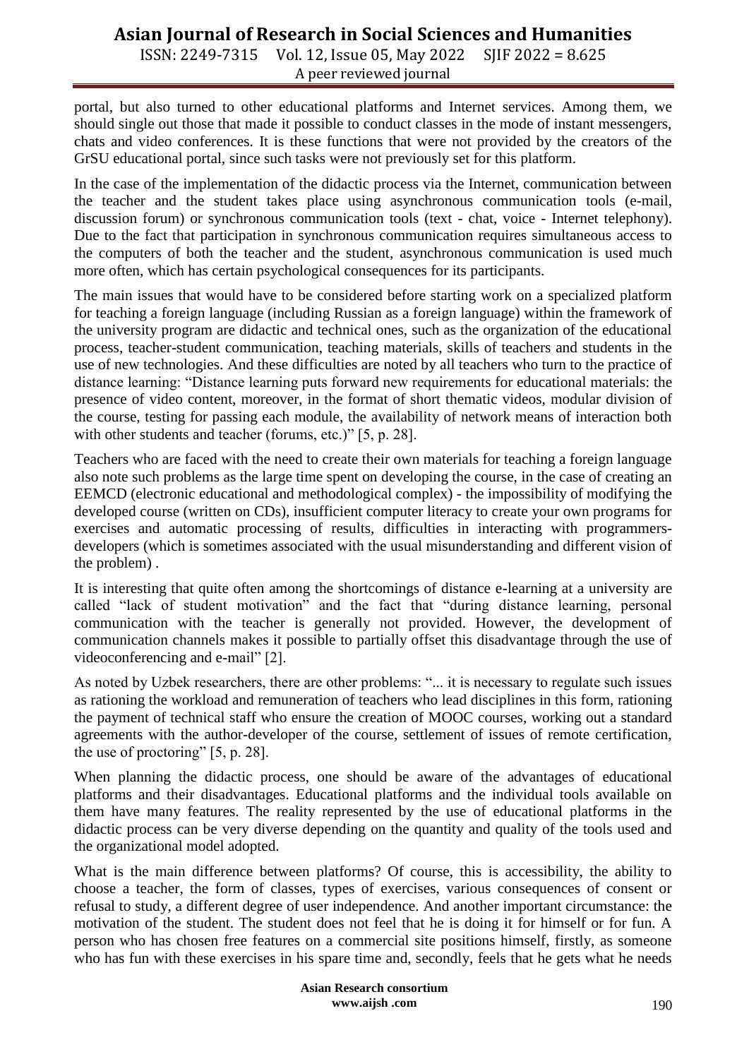portal, but also turned to other educational platforms and Internet services. Among them, we should single out those that made it possible to conduct classes in the mode of instant messengers, chats and video conferences. It is these functions that were not provided by the creators of the GrSU educational portal, since such tasks were not previously set for this platform.

In the case of the implementation of the didactic process via the Internet, communication between the teacher and the student takes place using asynchronous communication tools (e-mail, discussion forum) or synchronous communication tools (text - chat, voice - Internet telephony). Due to the fact that participation in synchronous communication requires simultaneous access to the computers of both the teacher and the student, asynchronous communication is used much more often, which has certain psychological consequences for its participants.

The main issues that would have to be considered before starting work on a specialized platform for teaching a foreign language (including Russian as a foreign language) within the framework of the university program are didactic and technical ones, such as the organization of the educational process, teacher-student communication, teaching materials, skills of teachers and students in the use of new technologies. And these difficulties are noted by all teachers who turn to the practice of distance learning: "Distance learning puts forward new requirements for educational materials: the presence of video content, moreover, in the format of short thematic videos, modular division of the course, testing for passing each module, the availability of network means of interaction both with other students and teacher (forums, etc.)" [5, p. 28].

Teachers who are faced with the need to create their own materials for teaching a foreign language also note such problems as the large time spent on developing the course, in the case of creating an EEMCD (electronic educational and methodological complex) - the impossibility of modifying the developed course (written on CDs), insufficient computer literacy to create your own programs for exercises and automatic processing of results, difficulties in interacting with programmers-developers (which is sometimes associated with the usual misunderstanding and different vision of the problem) .

It is interesting that quite often among the shortcomings of distance e-learning at a university are called "lack of student motivation" and the fact that "during distance learning, personal communication with the teacher is generally not provided. However, the development of communication channels makes it possible to partially offset this disadvantage through the use of videoconferencing and e-mail" [2].

As noted by Uzbek researchers, there are other problems: "... it is necessary to regulate such issues as rationing the workload and remuneration of teachers who lead disciplines in this form, rationing the payment of technical staff who ensure the creation of MOOC courses, working out a standard agreements with the author-developer of the course, settlement of issues of remote certification, the use of proctoring" [5, p. 28].

When planning the didactic process, one should be aware of the advantages of educational platforms and their disadvantages. Educational platforms and the individual tools available on them have many features. The reality represented by the use of educational platforms in the didactic process can be very diverse depending on the quantity and quality of the tools used and the organizational model adopted.

What is the main difference between platforms? Of course, this is accessibility, the ability to choose a teacher, the form of classes, types of exercises, various consequences of consent or refusal to study, a different degree of user independence. And another important circumstance: the motivation of the student. The student does not feel that he is doing it for himself or for fun. A person who has chosen free features on a commercial site positions himself, firstly, as someone who has fun with these exercises in his spare time and, secondly, feels that he gets what he needs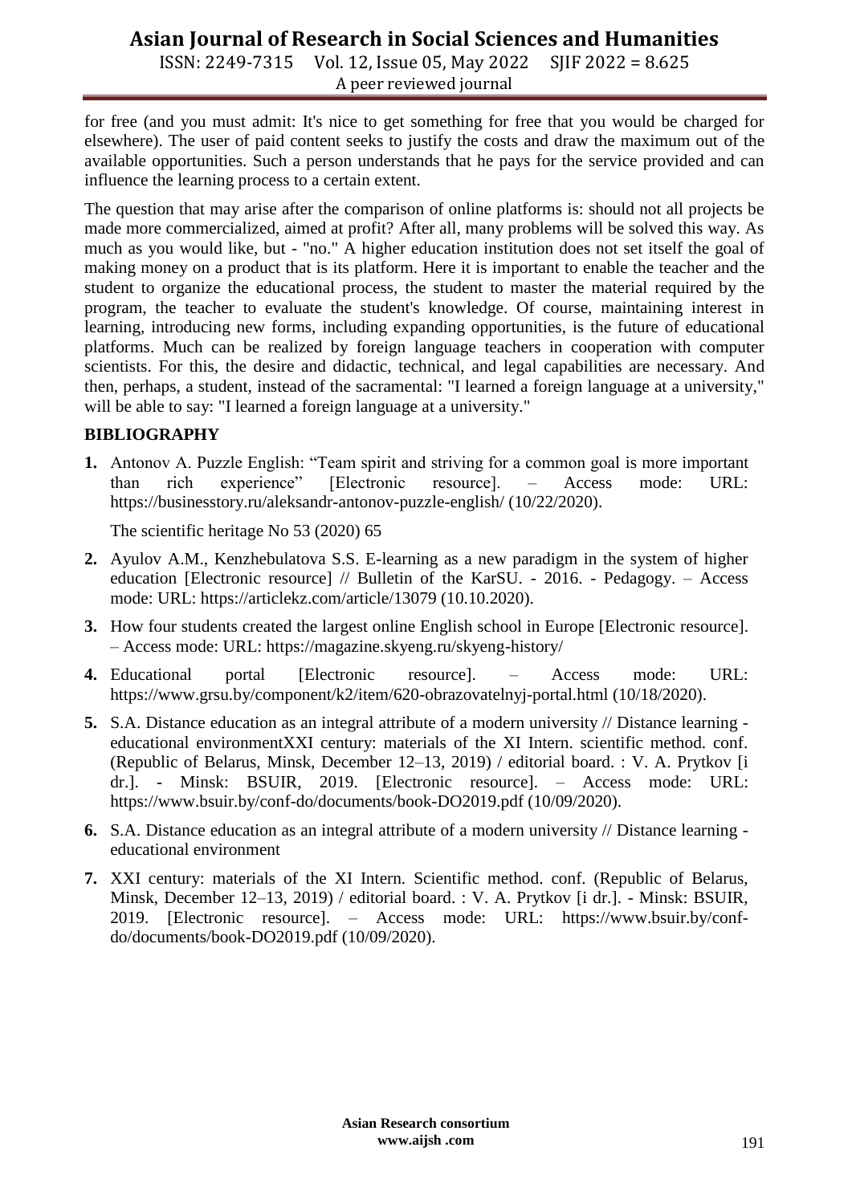for free (and you must admit: It's nice to get something for free that you would be charged for elsewhere). The user of paid content seeks to justify the costs and draw the maximum out of the available opportunities. Such a person understands that he pays for the service provided and can influence the learning process to a certain extent.

The question that may arise after the comparison of online platforms is: should not all projects be made more commercialized, aimed at profit? After all, many problems will be solved this way. As much as you would like, but - "no." A higher education institution does not set itself the goal of making money on a product that is its platform. Here it is important to enable the teacher and the student to organize the educational process, the student to master the material required by the program, the teacher to evaluate the student's knowledge. Of course, maintaining interest in learning, introducing new forms, including expanding opportunities, is the future of educational platforms. Much can be realized by foreign language teachers in cooperation with computer scientists. For this, the desire and didactic, technical, and legal capabilities are necessary. And then, perhaps, a student, instead of the sacramental: "I learned a foreign language at a university," will be able to say: "I learned a foreign language at a university."

## BIBLIOGRAPHY

1. Antonov A. Puzzle English: "Team spirit and striving for a common goal is more important than rich experience" [Electronic resource]. – Access mode: URL: https://businesstory.ru/aleksandr-antonov-puzzle-english/ (10/22/2020).

   The scientific heritage No 53 (2020) 65

2. Ayulov A.M., Kenzhebulatova S.S. E-learning as a new paradigm in the system of higher education [Electronic resource] // Bulletin of the KarSU. - 2016. - Pedagogy. – Access mode: URL: https://articlekz.com/article/13079 (10.10.2020).

3. How four students created the largest online English school in Europe [Electronic resource]. – Access mode: URL: https://magazine.skyeng.ru/skyeng-history/

4. Educational portal [Electronic resource]. – Access mode: URL: https://www.grsu.by/component/k2/item/620-obrazovatelnyj-portal.html (10/18/2020).

5. S.A. Distance education as an integral attribute of a modern university // Distance learning - educational environmentXXI century: materials of the XI Intern. scientific method. conf. (Republic of Belarus, Minsk, December 12–13, 2019) / editorial board. : V. A. Prytkov [i dr.]. - Minsk: BSUIR, 2019. [Electronic resource]. – Access mode: URL: https://www.bsuir.by/conf-do/documents/book-DO2019.pdf (10/09/2020).

6. S.A. Distance education as an integral attribute of a modern university // Distance learning - educational environment

7. XXI century: materials of the XI Intern. Scientific method. conf. (Republic of Belarus, Minsk, December 12–13, 2019) / editorial board. : V. A. Prytkov [i dr.]. - Minsk: BSUIR, 2019. [Electronic resource]. – Access mode: URL: https://www.bsuir.by/conf-do/documents/book-DO2019.pdf (10/09/2020).